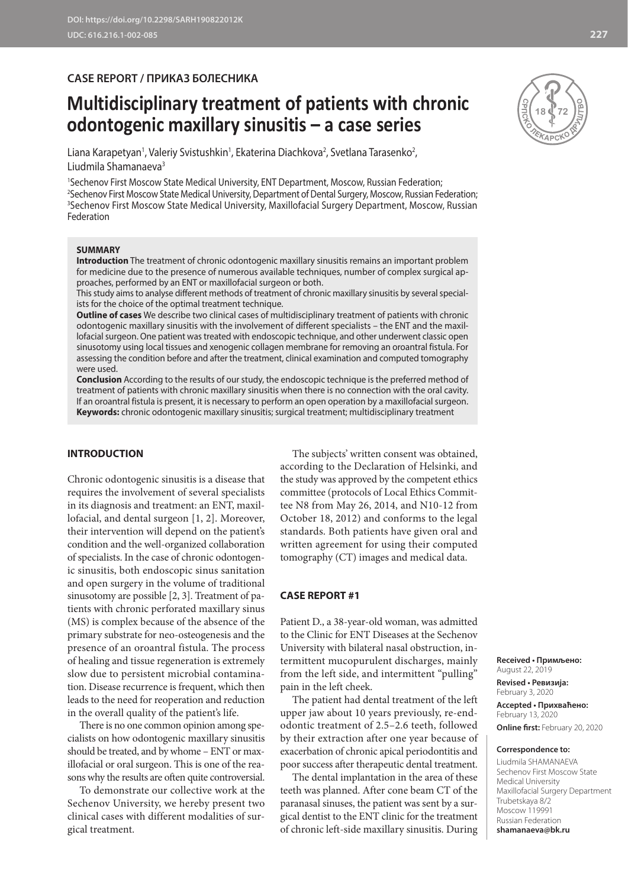**CASE REPORT / ПРИКАЗ БОЛЕСНИКА**

# Multidisciplinary treatment of patients with chronic odontogenic maxillary sinusitis – a case series

Liana Karapetyan[1], Valeriy Svistushkin[1], Ekaterina Diachkova[2], Svetlana Tarasenko[2], Liudmila Shamanaeva[3]

[1]Sechenov First Moscow State Medical University, ENT Department, Moscow, Russian Federation;
[2]Sechenov First Moscow State Medical University, Department of Dental Surgery, Moscow, Russian Federation;
[3]Sechenov First Moscow State Medical University, Maxillofacial Surgery Department, Moscow, Russian Federation

**SUMMARY**

**Introduction** The treatment of chronic odontogenic maxillary sinusitis remains an important problem for medicine due to the presence of numerous available techniques, number of complex surgical approaches, performed by an ENT or maxillofacial surgeon or both.

This study aims to analyse different methods of treatment of chronic maxillary sinusitis by several specialists for the choice of the optimal treatment technique.

**Outline of cases** We describe two clinical cases of multidisciplinary treatment of patients with chronic odontogenic maxillary sinusitis with the involvement of different specialists – the ENT and the maxillofacial surgeon. One patient was treated with endoscopic technique, and other underwent classic open sinusotomy using local tissues and xenogenic collagen membrane for removing an oroantral fistula. For assessing the condition before and after the treatment, clinical examination and computed tomography were used.

**Conclusion** According to the results of our study, the endoscopic technique is the preferred method of treatment of patients with chronic maxillary sinusitis when there is no connection with the oral cavity. If an oroantral fistula is present, it is necessary to perform an open operation by a maxillofacial surgeon.

**Keywords:** chronic odontogenic maxillary sinusitis; surgical treatment; multidisciplinary treatment

## INTRODUCTION

Chronic odontogenic sinusitis is a disease that requires the involvement of several specialists in its diagnosis and treatment: an ENT, maxillofacial, and dental surgeon [1, 2]. Moreover, their intervention will depend on the patient's condition and the well-organized collaboration of specialists. In the case of chronic odontogenic sinusitis, both endoscopic sinus sanitation and open surgery in the volume of traditional sinusotomy are possible [2, 3]. Treatment of patients with chronic perforated maxillary sinus (MS) is complex because of the absence of the primary substrate for neo-osteogenesis and the presence of an oroantral fistula. The process of healing and tissue regeneration is extremely slow due to persistent microbial contamination. Disease recurrence is frequent, which then leads to the need for reoperation and reduction in the overall quality of the patient's life.

There is no one common opinion among specialists on how odontogenic maxillary sinusitis should be treated, and by whome – ENT or maxillofacial or oral surgeon. This is one of the reasons why the results are often quite controversial.

To demonstrate our collective work at the Sechenov University, we hereby present two clinical cases with different modalities of surgical treatment.

The subjects' written consent was obtained, according to the Declaration of Helsinki, and the study was approved by the competent ethics committee (protocols of Local Ethics Committee N8 from May 26, 2014, and N10-12 from October 18, 2012) and conforms to the legal standards. Both patients have given oral and written agreement for using their computed tomography (CT) images and medical data.

## CASE REPORT #1

Patient D., a 38-year-old woman, was admitted to the Clinic for ENT Diseases at the Sechenov University with bilateral nasal obstruction, intermittent mucopurulent discharges, mainly from the left side, and intermittent "pulling" pain in the left cheek.

The patient had dental treatment of the left upper jaw about 10 years previously, re-endodontic treatment of 2.5–2.6 teeth, followed by their extraction after one year because of exacerbation of chronic apical periodontitis and poor success after therapeutic dental treatment.

The dental implantation in the area of these teeth was planned. After cone beam CT of the paranasal sinuses, the patient was sent by a surgical dentist to the ENT clinic for the treatment of chronic left-side maxillary sinusitis. During

**Received • Примљено:** August 22, 2019
**Revised • Ревизија:** February 3, 2020
**Accepted • Прихваћено:** February 13, 2020
**Online first:** February 20, 2020

**Correspondence to:**
Liudmila SHAMANAEVA
Sechenov First Moscow State Medical University
Maxillofacial Surgery Department
Trubetskaya 8/2
Moscow 119991
Russian Federation
**shamanaeva@bk.ru**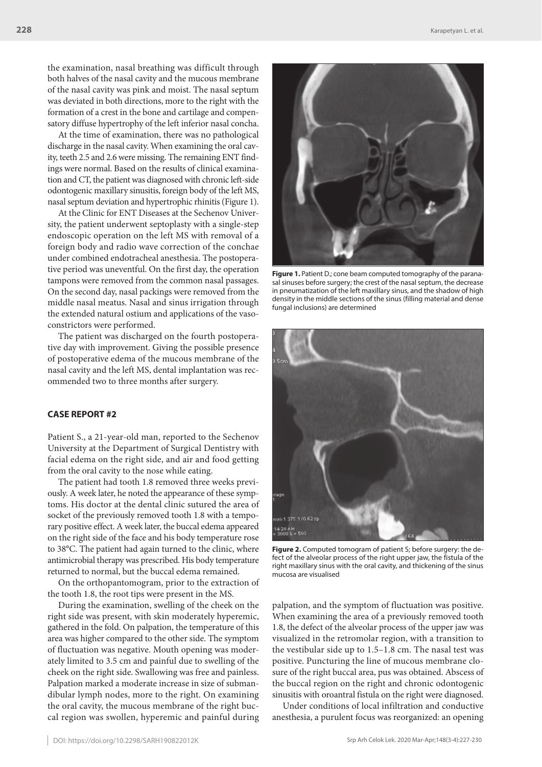the examination, nasal breathing was difficult through both halves of the nasal cavity and the mucous membrane of the nasal cavity was pink and moist. The nasal septum was deviated in both directions, more to the right with the formation of a crest in the bone and cartilage and compensatory diffuse hypertrophy of the left inferior nasal concha.

At the time of examination, there was no pathological discharge in the nasal cavity. When examining the oral cavity, teeth 2.5 and 2.6 were missing. The remaining ENT findings were normal. Based on the results of clinical examination and CT, the patient was diagnosed with chronic left-side odontogenic maxillary sinusitis, foreign body of the left MS, nasal septum deviation and hypertrophic rhinitis (Figure 1).

At the Clinic for ENT Diseases at the Sechenov University, the patient underwent septoplasty with a single-step endoscopic operation on the left MS with removal of a foreign body and radio wave correction of the conchae under combined endotracheal anesthesia. The postoperative period was uneventful. On the first day, the operation tampons were removed from the common nasal passages. On the second day, nasal packings were removed from the middle nasal meatus. Nasal and sinus irrigation through the extended natural ostium and applications of the vasoconstrictors were performed.

The patient was discharged on the fourth postoperative day with improvement. Giving the possible presence of postoperative edema of the mucous membrane of the nasal cavity and the left MS, dental implantation was recommended two to three months after surgery.

**Figure 1.** Patient D.; cone beam computed tomography of the paranasal sinuses before surgery; the crest of the nasal septum, the decrease in pneumatization of the left maxillary sinus, and the shadow of high density in the middle sections of the sinus (filling material and dense fungal inclusions) are determined

## CASE REPORT #2

Patient S., a 21-year-old man, reported to the Sechenov University at the Department of Surgical Dentistry with facial edema on the right side, and air and food getting from the oral cavity to the nose while eating.

The patient had tooth 1.8 removed three weeks previously. A week later, he noted the appearance of these symptoms. His doctor at the dental clinic sutured the area of socket of the previously removed tooth 1.8 with a temporary positive effect. A week later, the buccal edema appeared on the right side of the face and his body temperature rose to 38°C. The patient had again turned to the clinic, where antimicrobial therapy was prescribed. His body temperature returned to normal, but the buccal edema remained.

On the orthopantomogram, prior to the extraction of the tooth 1.8, the root tips were present in the MS.

During the examination, swelling of the cheek on the right side was present, with skin moderately hyperemic, gathered in the fold. On palpation, the temperature of this area was higher compared to the other side. The symptom of fluctuation was negative. Mouth opening was moderately limited to 3.5 cm and painful due to swelling of the cheek on the right side. Swallowing was free and painless. Palpation marked a moderate increase in size of submandibular lymph nodes, more to the right. On examining the oral cavity, the mucous membrane of the right buccal region was swollen, hyperemic and painful during palpation, and the symptom of fluctuation was positive. When examining the area of a previously removed tooth 1.8, the defect of the alveolar process of the upper jaw was visualized in the retromolar region, with a transition to the vestibular side up to 1.5–1.8 cm. The nasal test was positive. Puncturing the line of mucous membrane closure of the right buccal area, pus was obtained. Abscess of the buccal region on the right and chronic odontogenic sinusitis with oroantral fistula on the right were diagnosed.

**Figure 2.** Computed tomogram of patient S; before surgery: the defect of the alveolar process of the right upper jaw, the fistula of the right maxillary sinus with the oral cavity, and thickening of the sinus mucosa are visualised

Under conditions of local infiltration and conductive anesthesia, a purulent focus was reorganized: an opening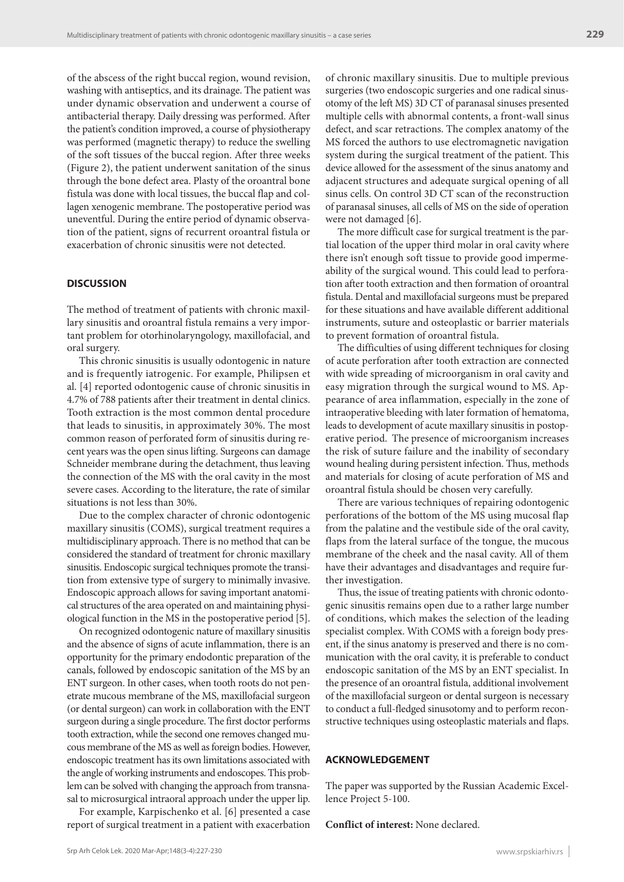of the abscess of the right buccal region, wound revision, washing with antiseptics, and its drainage. The patient was under dynamic observation and underwent a course of antibacterial therapy. Daily dressing was performed. After the patient's condition improved, a course of physiotherapy was performed (magnetic therapy) to reduce the swelling of the soft tissues of the buccal region. After three weeks (Figure 2), the patient underwent sanitation of the sinus through the bone defect area. Plasty of the oroantral bone fistula was done with local tissues, the buccal flap and collagen xenogenic membrane. The postoperative period was uneventful. During the entire period of dynamic observation of the patient, signs of recurrent oroantral fistula or exacerbation of chronic sinusitis were not detected.

## DISCUSSION

The method of treatment of patients with chronic maxillary sinusitis and oroantral fistula remains a very important problem for otorhinolaryngology, maxillofacial, and oral surgery.

This chronic sinusitis is usually odontogenic in nature and is frequently iatrogenic. For example, Philipsen et al. [4] reported odontogenic cause of chronic sinusitis in 4.7% of 788 patients after their treatment in dental clinics. Tooth extraction is the most common dental procedure that leads to sinusitis, in approximately 30%. The most common reason of perforated form of sinusitis during recent years was the open sinus lifting. Surgeons can damage Schneider membrane during the detachment, thus leaving the connection of the MS with the oral cavity in the most severe cases. According to the literature, the rate of similar situations is not less than 30%.

Due to the complex character of chronic odontogenic maxillary sinusitis (COMS), surgical treatment requires a multidisciplinary approach. There is no method that can be considered the standard of treatment for chronic maxillary sinusitis. Endoscopic surgical techniques promote the transition from extensive type of surgery to minimally invasive. Endoscopic approach allows for saving important anatomical structures of the area operated on and maintaining physiological function in the MS in the postoperative period [5].

On recognized odontogenic nature of maxillary sinusitis and the absence of signs of acute inflammation, there is an opportunity for the primary endodontic preparation of the canals, followed by endoscopic sanitation of the MS by an ENT surgeon. In other cases, when tooth roots do not penetrate mucous membrane of the MS, maxillofacial surgeon (or dental surgeon) can work in collaboration with the ENT surgeon during a single procedure. The first doctor performs tooth extraction, while the second one removes changed mucous membrane of the MS as well as foreign bodies. However, endoscopic treatment has its own limitations associated with the angle of working instruments and endoscopes. This problem can be solved with changing the approach from transnasal to microsurgical intraoral approach under the upper lip.

For example, Karpischenko et al. [6] presented a case report of surgical treatment in a patient with exacerbation of chronic maxillary sinusitis. Due to multiple previous surgeries (two endoscopic surgeries and one radical sinusotomy of the left MS) 3D CT of paranasal sinuses presented multiple cells with abnormal contents, a front-wall sinus defect, and scar retractions. The complex anatomy of the MS forced the authors to use electromagnetic navigation system during the surgical treatment of the patient. This device allowed for the assessment of the sinus anatomy and adjacent structures and adequate surgical opening of all sinus cells. On control 3D CT scan of the reconstruction of paranasal sinuses, all cells of MS on the side of operation were not damaged [6].

The more difficult case for surgical treatment is the partial location of the upper third molar in oral cavity where there isn't enough soft tissue to provide good impermeability of the surgical wound. This could lead to perforation after tooth extraction and then formation of oroantral fistula. Dental and maxillofacial surgeons must be prepared for these situations and have available different additional instruments, suture and osteoplastic or barrier materials to prevent formation of oroantral fistula.

The difficulties of using different techniques for closing of acute perforation after tooth extraction are connected with wide spreading of microorganism in oral cavity and easy migration through the surgical wound to MS. Appearance of area inflammation, especially in the zone of intraoperative bleeding with later formation of hematoma, leads to development of acute maxillary sinusitis in postoperative period. The presence of microorganism increases the risk of suture failure and the inability of secondary wound healing during persistent infection. Thus, methods and materials for closing of acute perforation of MS and oroantral fistula should be chosen very carefully.

There are various techniques of repairing odontogenic perforations of the bottom of the MS using mucosal flap from the palatine and the vestibule side of the oral cavity, flaps from the lateral surface of the tongue, the mucous membrane of the cheek and the nasal cavity. All of them have their advantages and disadvantages and require further investigation.

Thus, the issue of treating patients with chronic odontogenic sinusitis remains open due to a rather large number of conditions, which makes the selection of the leading specialist complex. With COMS with a foreign body present, if the sinus anatomy is preserved and there is no communication with the oral cavity, it is preferable to conduct endoscopic sanitation of the MS by an ENT specialist. In the presence of an oroantral fistula, additional involvement of the maxillofacial surgeon or dental surgeon is necessary to conduct a full-fledged sinusotomy and to perform reconstructive techniques using osteoplastic materials and flaps.

## ACKNOWLEDGEMENT

The paper was supported by the Russian Academic Excellence Project 5-100.

**Conflict of interest:** None declared.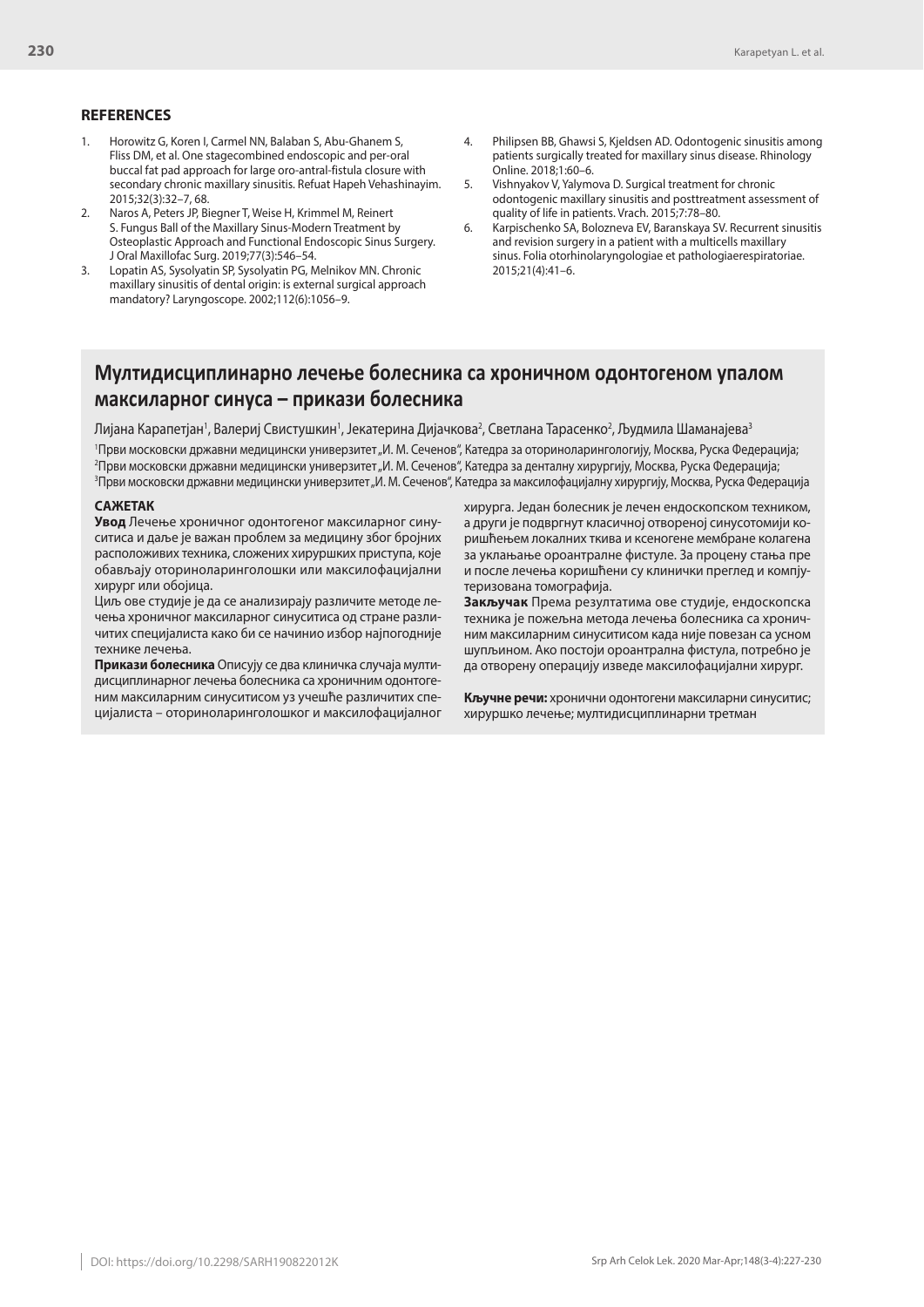## REFERENCES

1. Horowitz G, Koren I, Carmel NN, Balaban S, Abu-Ghanem S, Fliss DM, et al. One stagecombined endoscopic and per-oral buccal fat pad approach for large oro-antral-fistula closure with secondary chronic maxillary sinusitis. Refuat Hapeh Vehashinayim. 2015;32(3):32–7, 68.
2. Naros A, Peters JP, Biegner T, Weise H, Krimmel M, Reinert S. Fungus Ball of the Maxillary Sinus-Modern Treatment by Osteoplastic Approach and Functional Endoscopic Sinus Surgery. J Oral Maxillofac Surg. 2019;77(3):546–54.
3. Lopatin AS, Sysolyatin SP, Sysolyatin PG, Melnikov MN. Chronic maxillary sinusitis of dental origin: is external surgical approach mandatory? Laryngoscope. 2002;112(6):1056–9.
4. Philipsen BB, Ghawsi S, Kjeldsen AD. Odontogenic sinusitis among patients surgically treated for maxillary sinus disease. Rhinology Online. 2018;1:60–6.
5. Vishnyakov V, Yalymova D. Surgical treatment for chronic odontogenic maxillary sinusitis and posttreatment assessment of quality of life in patients. Vrach. 2015;7:78–80.
6. Karpischenko SA, Bolozneva EV, Baranskaya SV. Recurrent sinusitis and revision surgery in a patient with a multicells maxillary sinus. Folia otorhinolaryngologiae et pathologiaerespiratoriae. 2015;21(4):41–6.

## Мултидисциплинарно лечење болесника са хроничном одонтогеном упалом максиларног синуса – прикази болесника

Лијана Карапетјан[1], Валериј Свистушкин[1], Јекатерина Дијачкова[2], Светлана Тарасенко[2], Људмила Шаманајева[3]

[1]Први московски државни медицински универзитет „И. М. Сеченов“, Катедра за оториноларингологију, Москва, Руска Федерација;
[2]Први московски државни медицински универзитет „И. М. Сеченов“, Катедра за денталну хирургију, Москва, Руска Федерација;
[3]Први московски државни медицински универзитет „И. М. Сеченов“, Катедра за максилофацијалну хирургију, Москва, Руска Федерација

**САЖЕТАК**

**Увод** Лечење хроничног одонтогеног максиларног синуситиса и даље је важан проблем за медицину због бројних расположивих техника, сложених хируршких приступа, које обављају оториноларинголошки или максилофацијални хирург или обојица.

Циљ ове студије је да се анализирају различите методе лечења хроничног максиларног синуситиса од стране различитих специјалиста како би се начинио избор најпогодније технике лечења.

**Прикази болесника** Описују се два клиничка случаја мултидисциплинарног лечења болесника са хроничним одонтогеним максиларним синуситисом уз учешће различитих специјалиста – оториноларинголошког и максилофацијалног хирурга. Један болесник је лечен ендоскопском техником, а други је подвргнут класичној отвореној синусотомији коришћењем локалних ткива и ксеногене мембране колагена за уклањање ороантралне фистуле. За процену стања пре и после лечења коришћени су клинички преглед и компјутеризована томографија.

**Закључак** Према резултатима ове студије, ендоскопска техника је пожељна метода лечења болесника са хроничним максиларним синуситисом када није повезан са усном шупљином. Ако постоји ороантрална фистула, потребно је да отворену операцију изведе максилофацијални хирург.

**Кључне речи:** хронични одонтогени максиларни синуситис; хируршко лечење; мултидисциплинарни третман